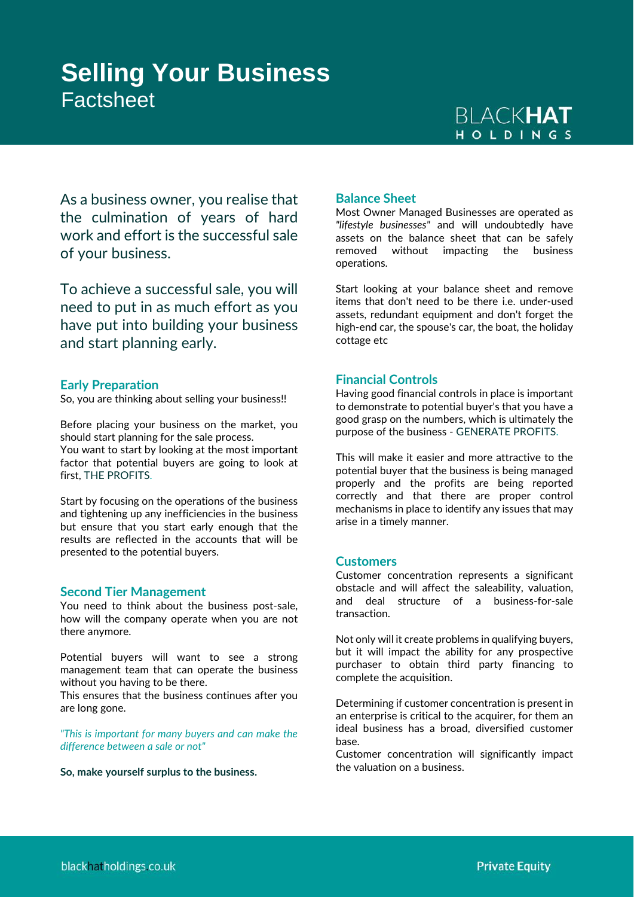# Selling Your Business

Factsheet

BLACK**HAT** HOLDINGS

As a business owner, you realise that the culmination of years of hard work and effort is the successful sale of your business.

To achieve a successful sale, you will need to put in as much effort as you have put into building your business and start planning early.

## Early Preparation

So, you are thinking about selling your business!!

Before placing your business on the market, you should start planning for the sale process.
You want to start by looking at the most important factor that potential buyers are going to look at first, THE PROFITS.

Start by focusing on the operations of the business and tightening up any inefficiencies in the business but ensure that you start early enough that the results are reflected in the accounts that will be presented to the potential buyers.

## Second Tier Management

You need to think about the business post-sale, how will the company operate when you are not there anymore.

Potential buyers will want to see a strong management team that can operate the business without you having to be there.
This ensures that the business continues after you are long gone.

*"This is important for many buyers and can make the difference between a sale or not"*

**So, make yourself surplus to the business.**

## Balance Sheet

Most Owner Managed Businesses are operated as *"lifestyle businesses"* and will undoubtedly have assets on the balance sheet that can be safely removed without impacting the business operations.

Start looking at your balance sheet and remove items that don't need to be there i.e. under-used assets, redundant equipment and don't forget the high-end car, the spouse's car, the boat, the holiday cottage etc

## Financial Controls

Having good financial controls in place is important to demonstrate to potential buyer's that you have a good grasp on the numbers, which is ultimately the purpose of the business - GENERATE PROFITS.

This will make it easier and more attractive to the potential buyer that the business is being managed properly and the profits are being reported correctly and that there are proper control mechanisms in place to identify any issues that may arise in a timely manner.

## Customers

Customer concentration represents a significant obstacle and will affect the saleability, valuation, and deal structure of a business-for-sale transaction.

Not only will it create problems in qualifying buyers, but it will impact the ability for any prospective purchaser to obtain third party financing to complete the acquisition.

Determining if customer concentration is present in an enterprise is critical to the acquirer, for them an ideal business has a broad, diversified customer base.
Customer concentration will significantly impact the valuation on a business.

blackhatholdings.co.uk

Private Equity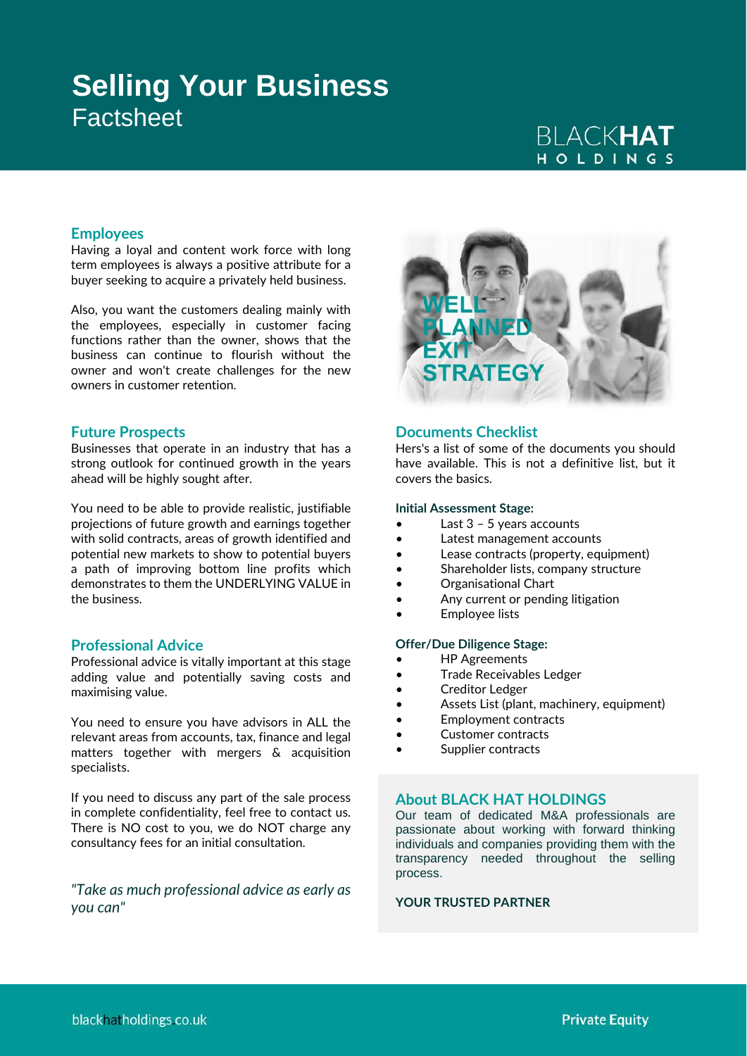# Selling Your Business

Factsheet

BLACKHAT HOLDINGS

## Employees

Having a loyal and content work force with long term employees is always a positive attribute for a buyer seeking to acquire a privately held business.

Also, you want the customers dealing mainly with the employees, especially in customer facing functions rather than the owner, shows that the business can continue to flourish without the owner and won't create challenges for the new owners in customer retention.

## Future Prospects

Businesses that operate in an industry that has a strong outlook for continued growth in the years ahead will be highly sought after.

You need to be able to provide realistic, justifiable projections of future growth and earnings together with solid contracts, areas of growth identified and potential new markets to show to potential buyers a path of improving bottom line profits which demonstrates to them the UNDERLYING VALUE in the business.

## Professional Advice

Professional advice is vitally important at this stage adding value and potentially saving costs and maximising value.

You need to ensure you have advisors in ALL the relevant areas from accounts, tax, finance and legal matters together with mergers & acquisition specialists.

If you need to discuss any part of the sale process in complete confidentiality, feel free to contact us. There is NO cost to you, we do NOT charge any consultancy fees for an initial consultation.

*"Take as much professional advice as early as you can"*

WELL PLANNED EXIT STRATEGY

## Documents Checklist

Hers's a list of some of the documents you should have available. This is not a definitive list, but it covers the basics.

**Initial Assessment Stage:**

- Last 3 – 5 years accounts
- Latest management accounts
- Lease contracts (property, equipment)
- Shareholder lists, company structure
- Organisational Chart
- Any current or pending litigation
- Employee lists

**Offer/Due Diligence Stage:**

- HP Agreements
- Trade Receivables Ledger
- Creditor Ledger
- Assets List (plant, machinery, equipment)
- Employment contracts
- Customer contracts
- Supplier contracts

## About BLACK HAT HOLDINGS

Our team of dedicated M&A professionals are passionate about working with forward thinking individuals and companies providing them with the transparency needed throughout the selling process.

**YOUR TRUSTED PARTNER**

blackhatholdings.co.uk

Private Equity